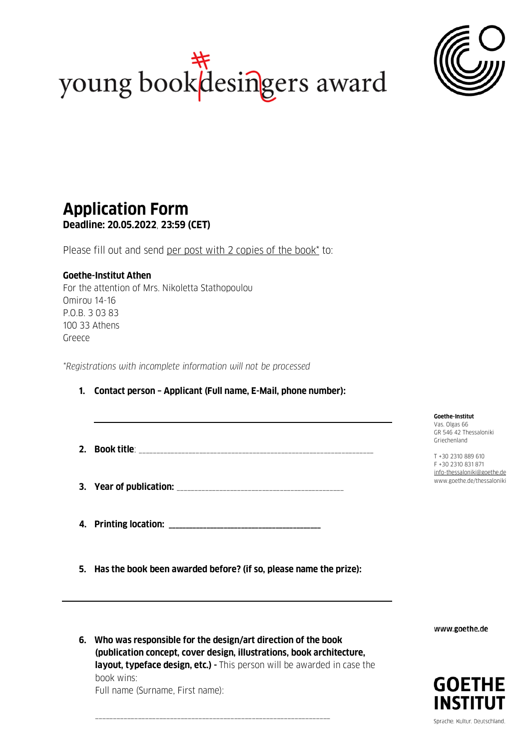young bookdesingers award

# Application Form

**Deadline: 20.05.2022, 23:59 (CET)**

Please fill out and send per post with 2 copies of the book* to:

**Goethe-Institut Athen**
For the attention of Mrs. Nikoletta Stathopoulou
Omirou 14-16
P.O.B. 3 03 83
100 33 Athens
Greece

*\*Registrations with incomplete information will not be processed*

1. **Contact person – Applicant (Full name, E-Mail, phone number):**

   ______________________________________________

2. **Book title**: ______________________________________________

3. **Year of publication:** ______________________________________________

4. **Printing location:** ______________________________________________

5. **Has the book been awarded before? (if so, please name the prize):**

   ______________________________________________

6. **Who was responsible for the design/art direction of the book (publication concept, cover design, illustrations, book architecture, layout, typeface design, etc.) -** This person will be awarded in case the book wins:
   Full name (Surname, First name):

   ______________________________________________

**Goethe-Institut**
Vas. Olgas 66
GR 546 42 Thessaloniki
Griechenland

T +30 2310 889 610
F +30 2310 831 871
info-thessaloniki@goethe.de
www.goethe.de/thessaloniki

www.goethe.de

GOETHE INSTITUT
Sprache. Kultur. Deutschland.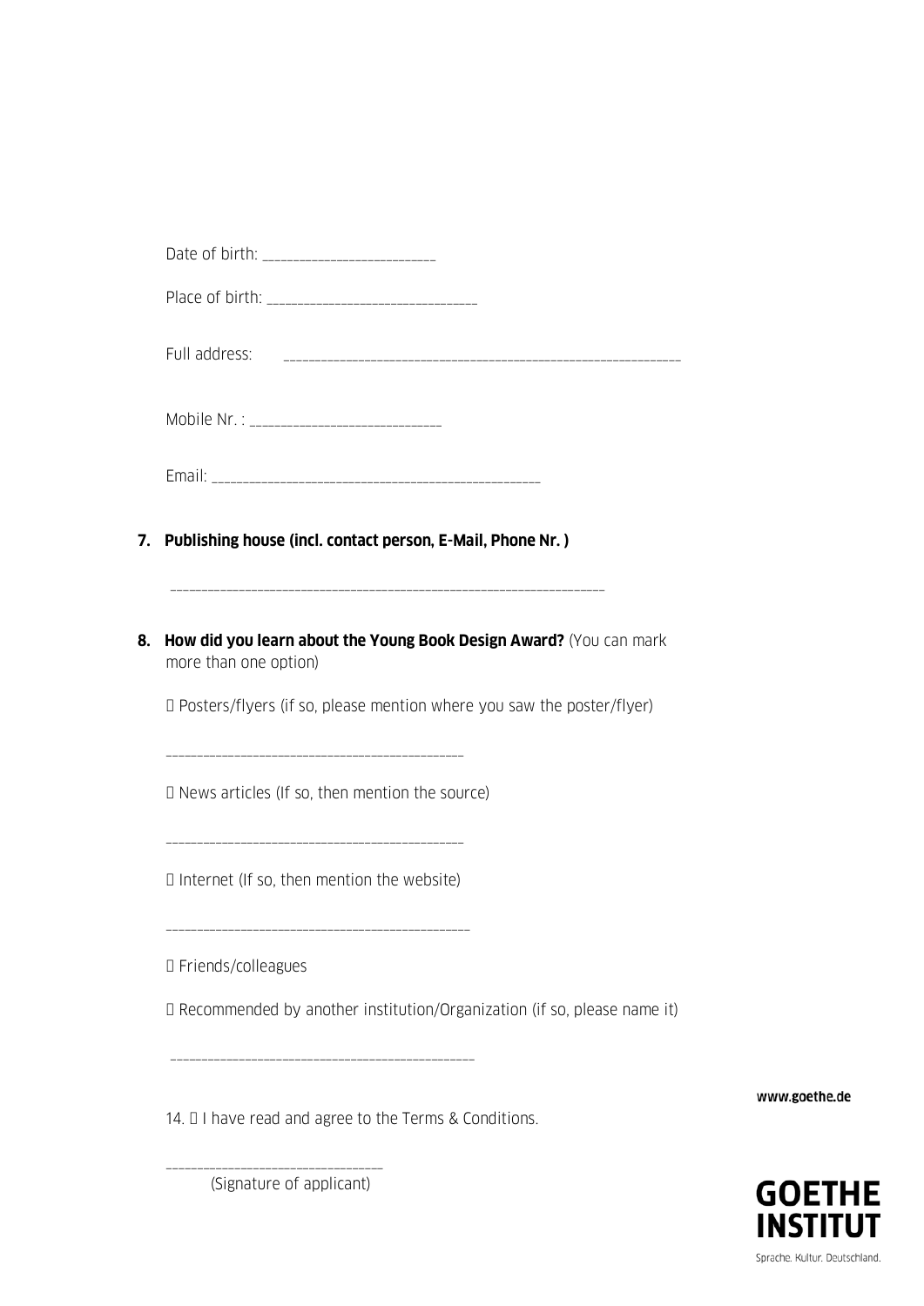Date of birth: ________________________

Place of birth: ______________________________

Full address: ___________________________________________________________

Mobile Nr. : ___________________________

Email: ______________________________________________

7. **Publishing house (incl. contact person, E-Mail, Phone Nr. )**

_________________________________________________________________

8. **How did you learn about the Young Book Design Award?** (You can mark more than one option)

 Posters/flyers (if so, please mention where you saw the poster/flyer)

___________________________________________

 News articles (If so, then mention the source)

___________________________________________

 Internet (If so, then mention the website)

____________________________________________

 Friends/colleagues

 Recommended by another institution/Organization (if so, please name it)

____________________________________________

14.  I have read and agree to the Terms & Conditions.

_______________________________
(Signature of applicant)

www.goethe.de

GOETHE INSTITUT

Sprache. Kultur. Deutschland.